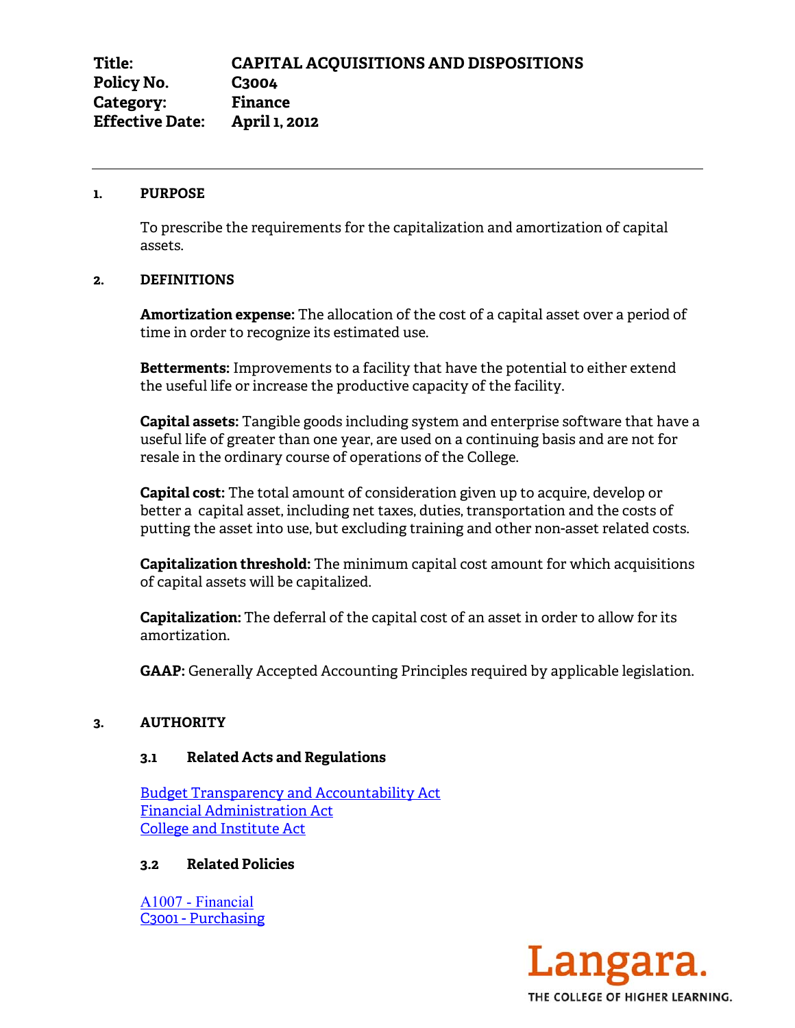**Title:** CAPITAL ACQUISITIONS AND DISPOSITIONS
**Policy No.** C3004
**Category:** Finance
**Effective Date:** April 1, 2012

---

## 1. PURPOSE

To prescribe the requirements for the capitalization and amortization of capital assets.

## 2. DEFINITIONS

**Amortization expense:** The allocation of the cost of a capital asset over a period of time in order to recognize its estimated use.

**Betterments:** Improvements to a facility that have the potential to either extend the useful life or increase the productive capacity of the facility.

**Capital assets:** Tangible goods including system and enterprise software that have a useful life of greater than one year, are used on a continuing basis and are not for resale in the ordinary course of operations of the College.

**Capital cost:** The total amount of consideration given up to acquire, develop or better a capital asset, including net taxes, duties, transportation and the costs of putting the asset into use, but excluding training and other non-asset related costs.

**Capitalization threshold:** The minimum capital cost amount for which acquisitions of capital assets will be capitalized.

**Capitalization:** The deferral of the capital cost of an asset in order to allow for its amortization.

**GAAP:** Generally Accepted Accounting Principles required by applicable legislation.

## 3. AUTHORITY

### 3.1 Related Acts and Regulations

Budget Transparency and Accountability Act
Financial Administration Act
College and Institute Act

### 3.2 Related Policies

A1007 - Financial
C3001 - Purchasing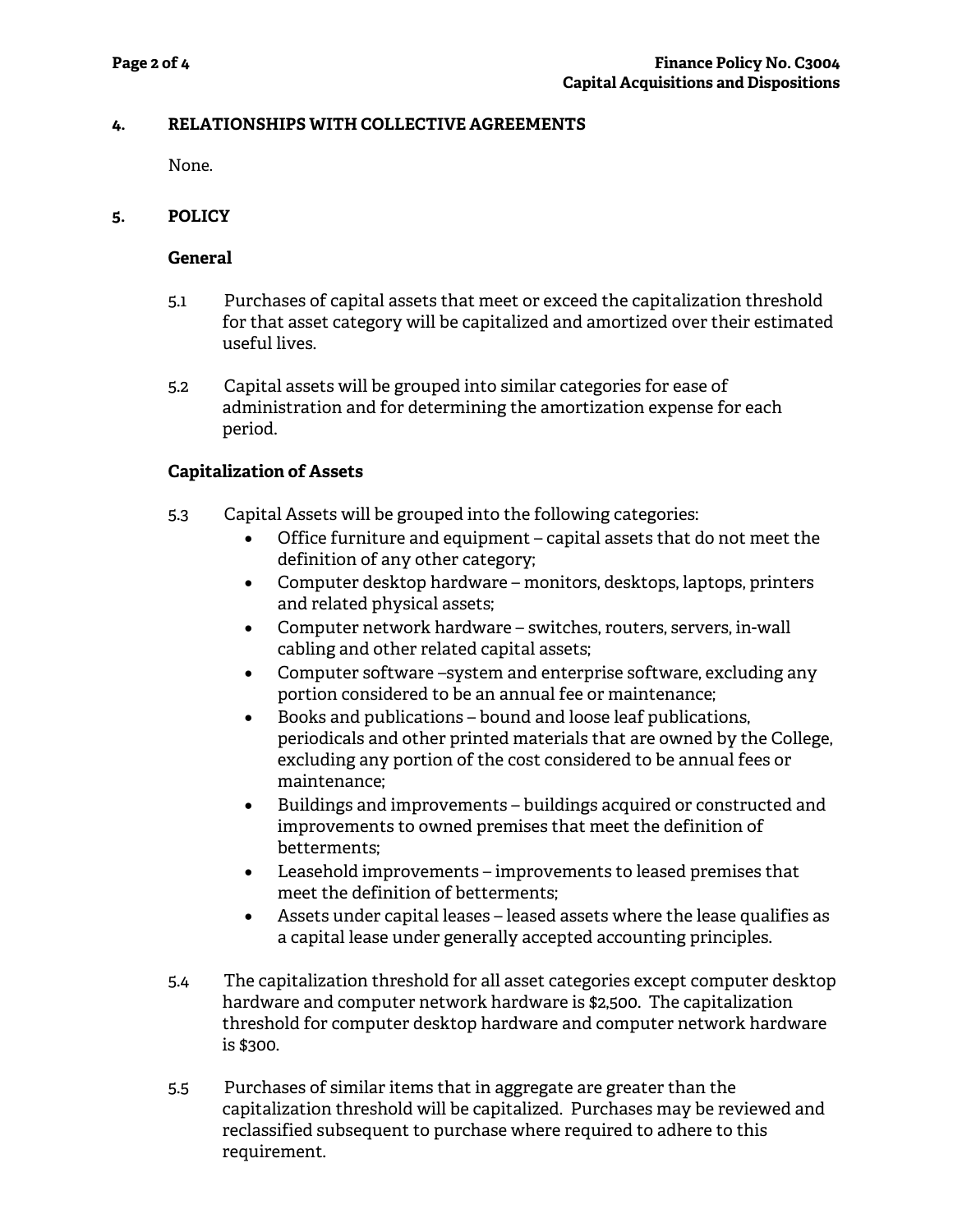## 4. RELATIONSHIPS WITH COLLECTIVE AGREEMENTS

None.

## 5. POLICY

### General

5.1 Purchases of capital assets that meet or exceed the capitalization threshold for that asset category will be capitalized and amortized over their estimated useful lives.

5.2 Capital assets will be grouped into similar categories for ease of administration and for determining the amortization expense for each period.

### Capitalization of Assets

5.3 Capital Assets will be grouped into the following categories:

- Office furniture and equipment – capital assets that do not meet the definition of any other category;
- Computer desktop hardware – monitors, desktops, laptops, printers and related physical assets;
- Computer network hardware – switches, routers, servers, in-wall cabling and other related capital assets;
- Computer software –system and enterprise software, excluding any portion considered to be an annual fee or maintenance;
- Books and publications – bound and loose leaf publications, periodicals and other printed materials that are owned by the College, excluding any portion of the cost considered to be annual fees or maintenance;
- Buildings and improvements – buildings acquired or constructed and improvements to owned premises that meet the definition of betterments;
- Leasehold improvements – improvements to leased premises that meet the definition of betterments;
- Assets under capital leases – leased assets where the lease qualifies as a capital lease under generally accepted accounting principles.

5.4 The capitalization threshold for all asset categories except computer desktop hardware and computer network hardware is $2,500. The capitalization threshold for computer desktop hardware and computer network hardware is $300.

5.5 Purchases of similar items that in aggregate are greater than the capitalization threshold will be capitalized. Purchases may be reviewed and reclassified subsequent to purchase where required to adhere to this requirement.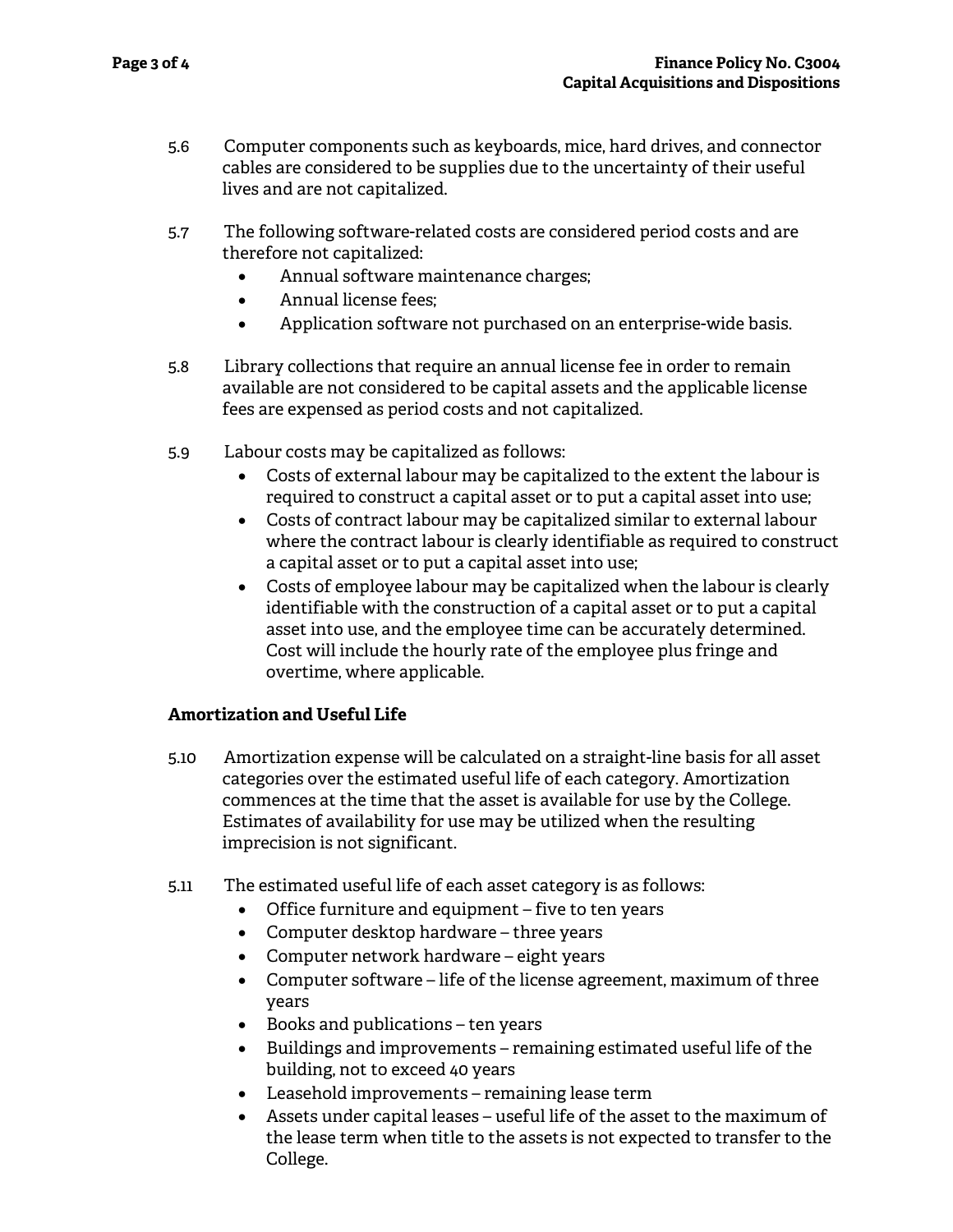5.6 Computer components such as keyboards, mice, hard drives, and connector cables are considered to be supplies due to the uncertainty of their useful lives and are not capitalized.

5.7 The following software-related costs are considered period costs and are therefore not capitalized:

- Annual software maintenance charges;
- Annual license fees;
- Application software not purchased on an enterprise-wide basis.

5.8 Library collections that require an annual license fee in order to remain available are not considered to be capital assets and the applicable license fees are expensed as period costs and not capitalized.

5.9 Labour costs may be capitalized as follows:

- Costs of external labour may be capitalized to the extent the labour is required to construct a capital asset or to put a capital asset into use;
- Costs of contract labour may be capitalized similar to external labour where the contract labour is clearly identifiable as required to construct a capital asset or to put a capital asset into use;
- Costs of employee labour may be capitalized when the labour is clearly identifiable with the construction of a capital asset or to put a capital asset into use, and the employee time can be accurately determined. Cost will include the hourly rate of the employee plus fringe and overtime, where applicable.

**Amortization and Useful Life**

5.10 Amortization expense will be calculated on a straight-line basis for all asset categories over the estimated useful life of each category. Amortization commences at the time that the asset is available for use by the College. Estimates of availability for use may be utilized when the resulting imprecision is not significant.

5.11 The estimated useful life of each asset category is as follows:

- Office furniture and equipment – five to ten years
- Computer desktop hardware – three years
- Computer network hardware – eight years
- Computer software – life of the license agreement, maximum of three years
- Books and publications – ten years
- Buildings and improvements – remaining estimated useful life of the building, not to exceed 40 years
- Leasehold improvements – remaining lease term
- Assets under capital leases – useful life of the asset to the maximum of the lease term when title to the assets is not expected to transfer to the College.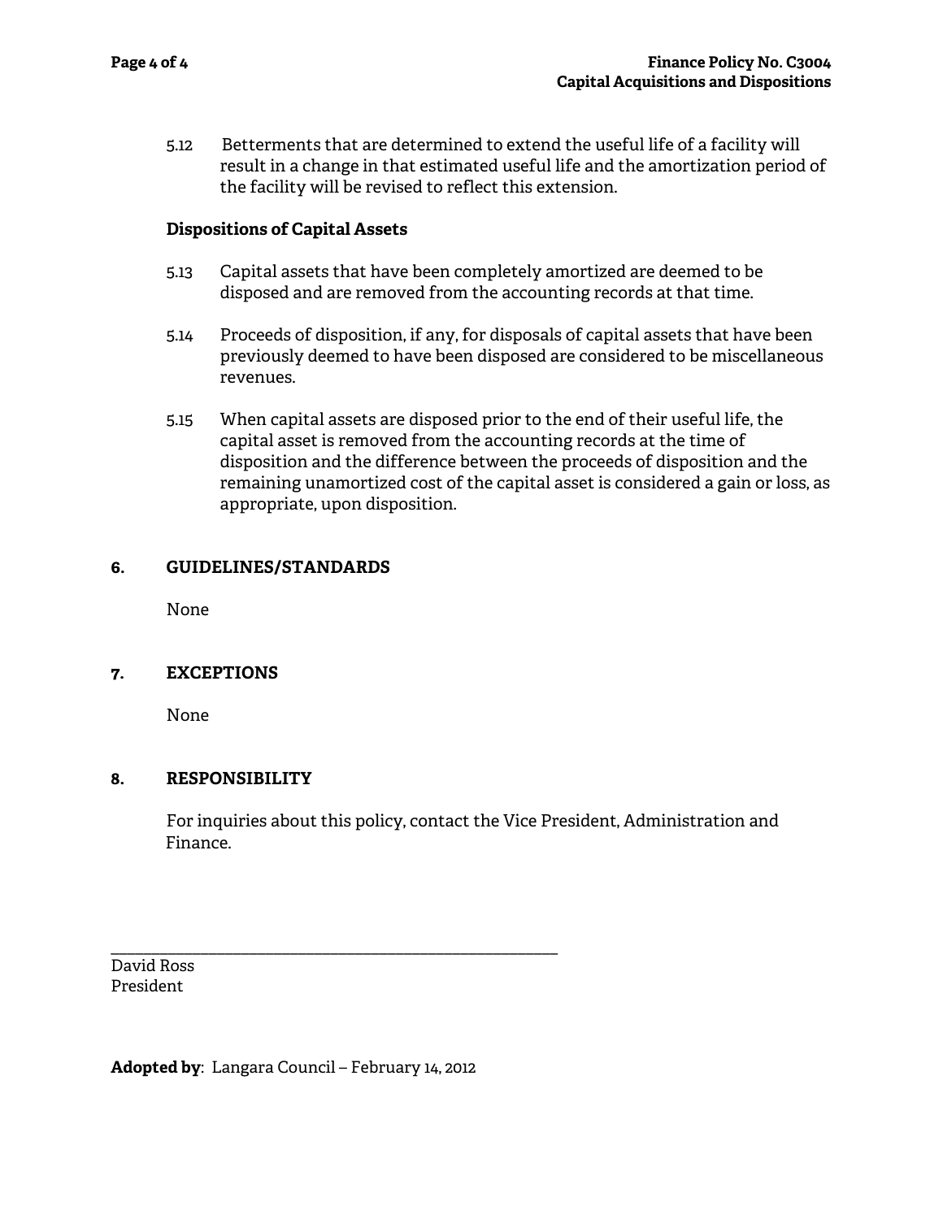5.12 Betterments that are determined to extend the useful life of a facility will result in a change in that estimated useful life and the amortization period of the facility will be revised to reflect this extension.

**Dispositions of Capital Assets**

5.13 Capital assets that have been completely amortized are deemed to be disposed and are removed from the accounting records at that time.

5.14 Proceeds of disposition, if any, for disposals of capital assets that have been previously deemed to have been disposed are considered to be miscellaneous revenues.

5.15 When capital assets are disposed prior to the end of their useful life, the capital asset is removed from the accounting records at the time of disposition and the difference between the proceeds of disposition and the remaining unamortized cost of the capital asset is considered a gain or loss, as appropriate, upon disposition.

## 6. GUIDELINES/STANDARDS

None

## 7. EXCEPTIONS

None

## 8. RESPONSIBILITY

For inquiries about this policy, contact the Vice President, Administration and Finance.

\_\_\_\_\_\_\_\_\_\_\_\_\_\_\_\_\_\_\_\_\_\_\_\_\_\_\_\_\_\_\_\_\_\_\_\_\_\_\_\_

David Ross
President

**Adopted by**: Langara Council – February 14, 2012